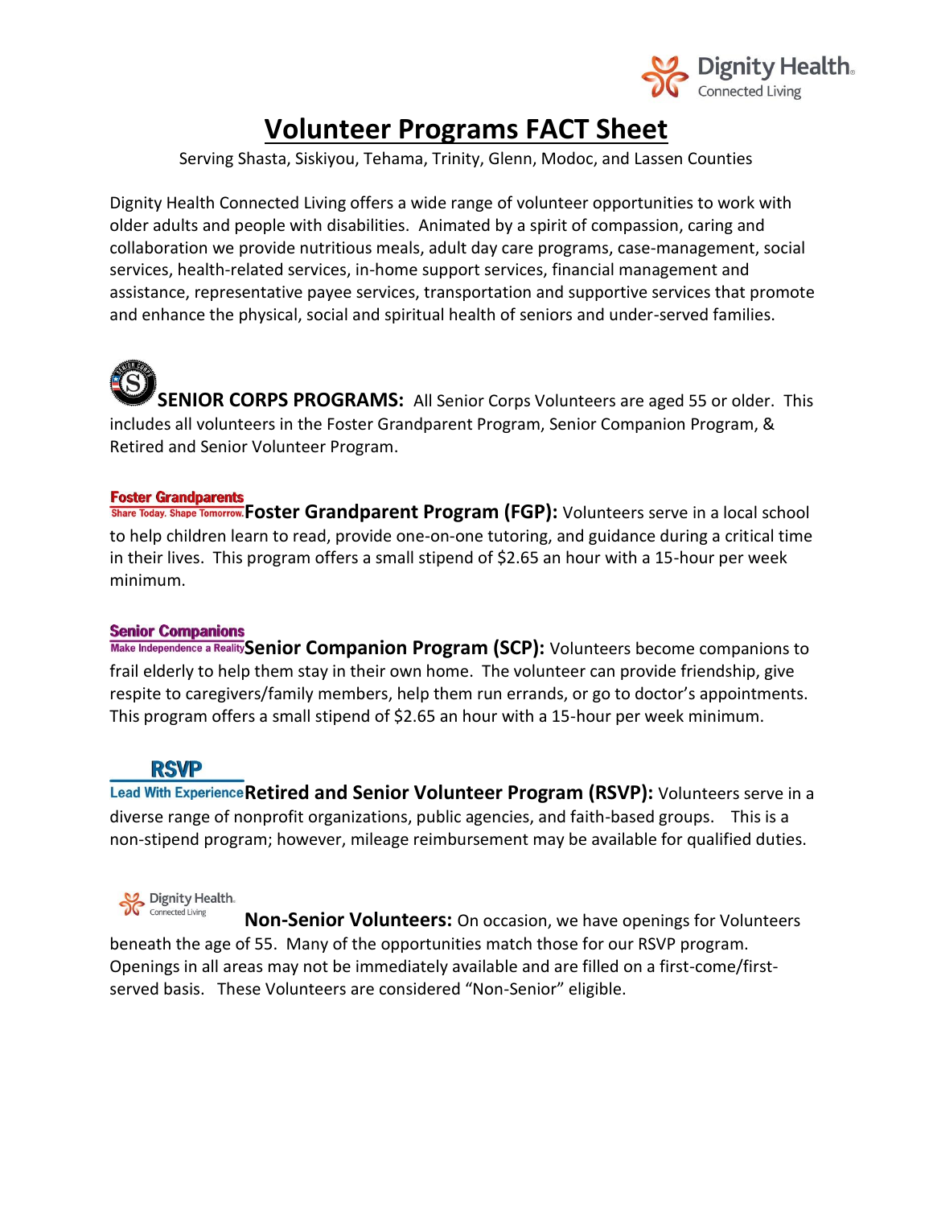# Volunteer Programs FACT Sheet

Serving Shasta, Siskiyou, Tehama, Trinity, Glenn, Modoc, and Lassen Counties

Dignity Health Connected Living offers a wide range of volunteer opportunities to work with older adults and people with disabilities. Animated by a spirit of compassion, caring and collaboration we provide nutritious meals, adult day care programs, case-management, social services, health-related services, in-home support services, financial management and assistance, representative payee services, transportation and supportive services that promote and enhance the physical, social and spiritual health of seniors and under-served families.

**SENIOR CORPS PROGRAMS:** All Senior Corps Volunteers are aged 55 or older. This includes all volunteers in the Foster Grandparent Program, Senior Companion Program, & Retired and Senior Volunteer Program.

**Foster Grandparent Program (FGP):** Volunteers serve in a local school to help children learn to read, provide one-on-one tutoring, and guidance during a critical time in their lives. This program offers a small stipend of $2.65 an hour with a 15-hour per week minimum.

**Senior Companion Program (SCP):** Volunteers become companions to frail elderly to help them stay in their own home. The volunteer can provide friendship, give respite to caregivers/family members, help them run errands, or go to doctor's appointments. This program offers a small stipend of $2.65 an hour with a 15-hour per week minimum.

**Retired and Senior Volunteer Program (RSVP):** Volunteers serve in a diverse range of nonprofit organizations, public agencies, and faith-based groups. This is a non-stipend program; however, mileage reimbursement may be available for qualified duties.

**Non-Senior Volunteers:** On occasion, we have openings for Volunteers beneath the age of 55. Many of the opportunities match those for our RSVP program. Openings in all areas may not be immediately available and are filled on a first-come/first-served basis. These Volunteers are considered "Non-Senior" eligible.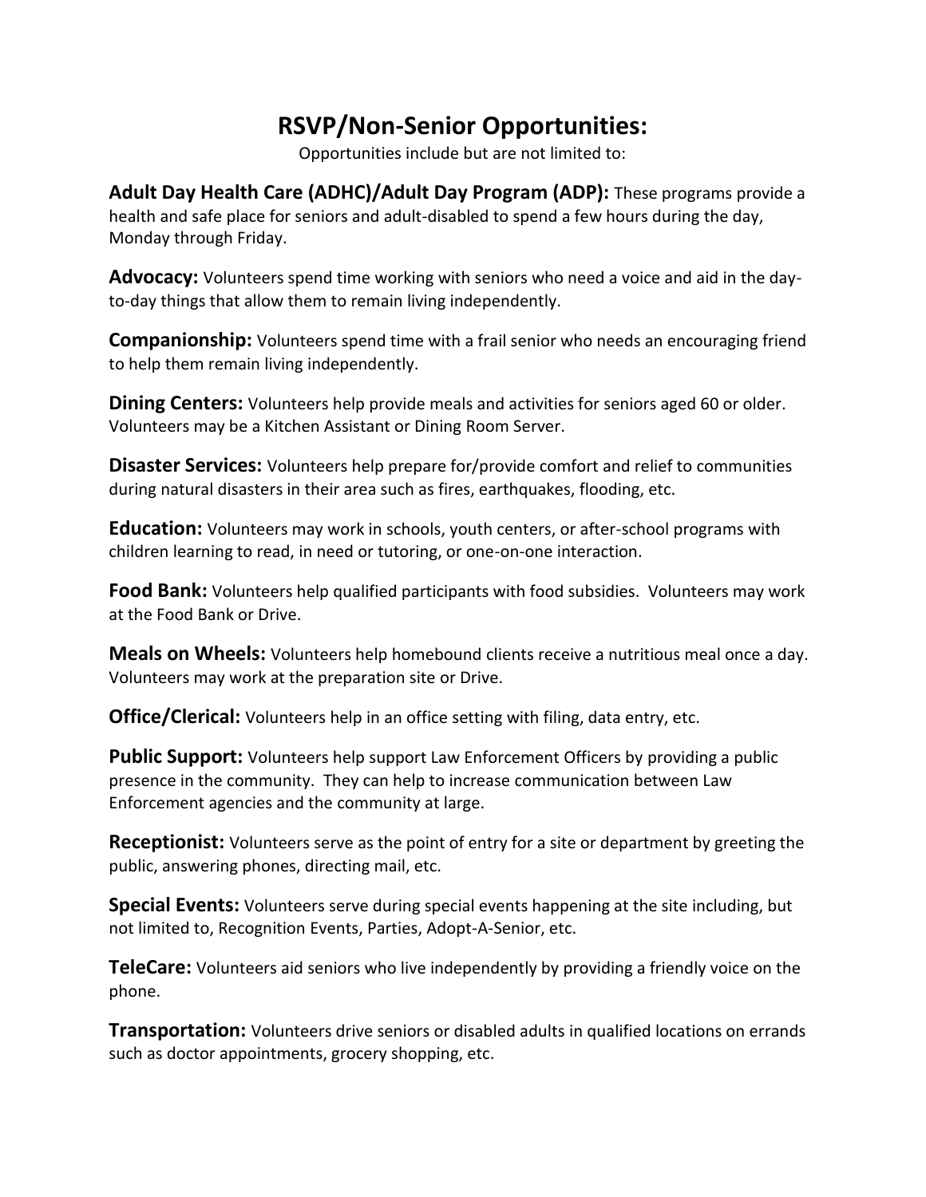# RSVP/Non-Senior Opportunities:

Opportunities include but are not limited to:

**Adult Day Health Care (ADHC)/Adult Day Program (ADP):** These programs provide a health and safe place for seniors and adult-disabled to spend a few hours during the day, Monday through Friday.

**Advocacy:** Volunteers spend time working with seniors who need a voice and aid in the day-to-day things that allow them to remain living independently.

**Companionship:** Volunteers spend time with a frail senior who needs an encouraging friend to help them remain living independently.

**Dining Centers:** Volunteers help provide meals and activities for seniors aged 60 or older. Volunteers may be a Kitchen Assistant or Dining Room Server.

**Disaster Services:** Volunteers help prepare for/provide comfort and relief to communities during natural disasters in their area such as fires, earthquakes, flooding, etc.

**Education:** Volunteers may work in schools, youth centers, or after-school programs with children learning to read, in need or tutoring, or one-on-one interaction.

**Food Bank:** Volunteers help qualified participants with food subsidies. Volunteers may work at the Food Bank or Drive.

**Meals on Wheels:** Volunteers help homebound clients receive a nutritious meal once a day. Volunteers may work at the preparation site or Drive.

**Office/Clerical:** Volunteers help in an office setting with filing, data entry, etc.

**Public Support:** Volunteers help support Law Enforcement Officers by providing a public presence in the community. They can help to increase communication between Law Enforcement agencies and the community at large.

**Receptionist:** Volunteers serve as the point of entry for a site or department by greeting the public, answering phones, directing mail, etc.

**Special Events:** Volunteers serve during special events happening at the site including, but not limited to, Recognition Events, Parties, Adopt-A-Senior, etc.

**TeleCare:** Volunteers aid seniors who live independently by providing a friendly voice on the phone.

**Transportation:** Volunteers drive seniors or disabled adults in qualified locations on errands such as doctor appointments, grocery shopping, etc.